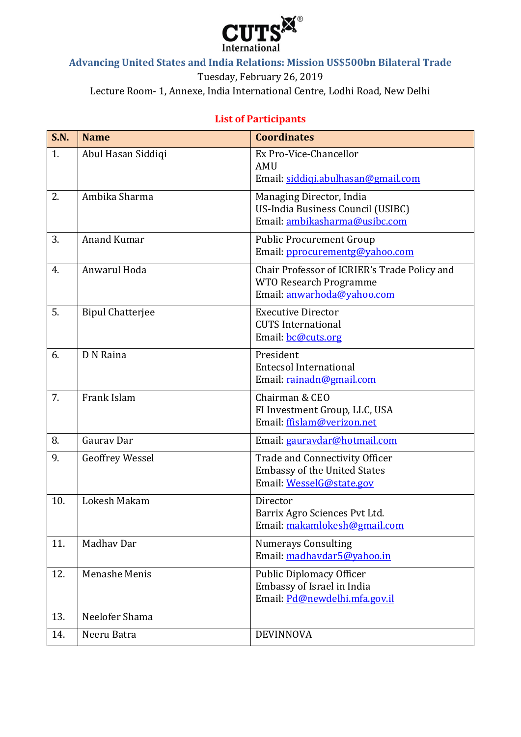CUTS International

# Advancing United States and India Relations: Mission US$500bn Bilateral Trade

Tuesday, February 26, 2019

Lecture Room- 1, Annexe, India International Centre, Lodhi Road, New Delhi

## List of Participants

| S.N. | Name | Coordinates |
|---|---|---|
| 1. | Abul Hasan Siddiqi | Ex Pro-Vice-Chancellor<br>AMU<br>Email: siddiqi.abulhasan@gmail.com |
| 2. | Ambika Sharma | Managing Director, India<br>US-India Business Council (USIBC)<br>Email: ambikasharma@usibc.com |
| 3. | Anand Kumar | Public Procurement Group<br>Email: pprocurementg@yahoo.com |
| 4. | Anwarul Hoda | Chair Professor of ICRIER's Trade Policy and WTO Research Programme<br>Email: anwarhoda@yahoo.com |
| 5. | Bipul Chatterjee | Executive Director<br>CUTS International<br>Email: bc@cuts.org |
| 6. | D N Raina | President<br>Entecsol International<br>Email: rainadn@gmail.com |
| 7. | Frank Islam | Chairman & CEO<br>FI Investment Group, LLC, USA<br>Email: ffislam@verizon.net |
| 8. | Gaurav Dar | Email: gauravdar@hotmail.com |
| 9. | Geoffrey Wessel | Trade and Connectivity Officer<br>Embassy of the United States<br>Email: WesselG@state.gov |
| 10. | Lokesh Makam | Director<br>Barrix Agro Sciences Pvt Ltd.<br>Email: makamlokesh@gmail.com |
| 11. | Madhav Dar | Numerays Consulting<br>Email: madhavdar5@yahoo.in |
| 12. | Menashe Menis | Public Diplomacy Officer<br>Embassy of Israel in India<br>Email: Pd@newdelhi.mfa.gov.il |
| 13. | Neelofer Shama | |
| 14. | Neeru Batra | DEVINNOVA |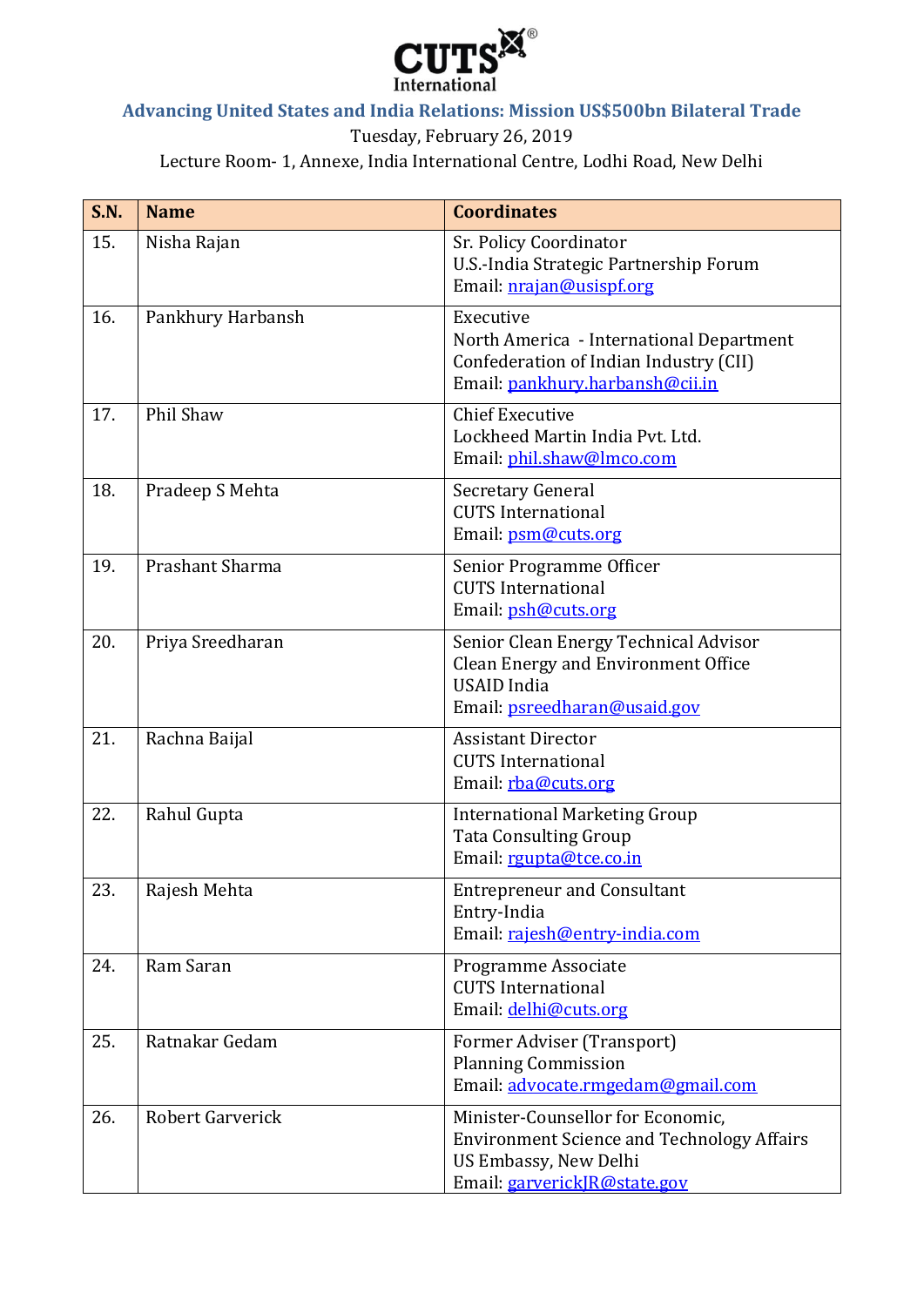CUTS International

**Advancing United States and India Relations: Mission US$500bn Bilateral Trade**

Tuesday, February 26, 2019

Lecture Room- 1, Annexe, India International Centre, Lodhi Road, New Delhi

| S.N. | Name | Coordinates |
|---|---|---|
| 15. | Nisha Rajan | Sr. Policy Coordinator<br>U.S.-India Strategic Partnership Forum<br>Email: nrajan@usispf.org |
| 16. | Pankhury Harbansh | Executive<br>North America - International Department<br>Confederation of Indian Industry (CII)<br>Email: pankhury.harbansh@cii.in |
| 17. | Phil Shaw | Chief Executive<br>Lockheed Martin India Pvt. Ltd.<br>Email: phil.shaw@lmco.com |
| 18. | Pradeep S Mehta | Secretary General<br>CUTS International<br>Email: psm@cuts.org |
| 19. | Prashant Sharma | Senior Programme Officer<br>CUTS International<br>Email: psh@cuts.org |
| 20. | Priya Sreedharan | Senior Clean Energy Technical Advisor<br>Clean Energy and Environment Office<br>USAID India<br>Email: psreedharan@usaid.gov |
| 21. | Rachna Baijal | Assistant Director<br>CUTS International<br>Email: rba@cuts.org |
| 22. | Rahul Gupta | International Marketing Group<br>Tata Consulting Group<br>Email: rgupta@tce.co.in |
| 23. | Rajesh Mehta | Entrepreneur and Consultant<br>Entry-India<br>Email: rajesh@entry-india.com |
| 24. | Ram Saran | Programme Associate<br>CUTS International<br>Email: delhi@cuts.org |
| 25. | Ratnakar Gedam | Former Adviser (Transport)<br>Planning Commission<br>Email: advocate.rmgedam@gmail.com |
| 26. | Robert Garverick | Minister-Counsellor for Economic,<br>Environment Science and Technology Affairs<br>US Embassy, New Delhi<br>Email: garverickJR@state.gov |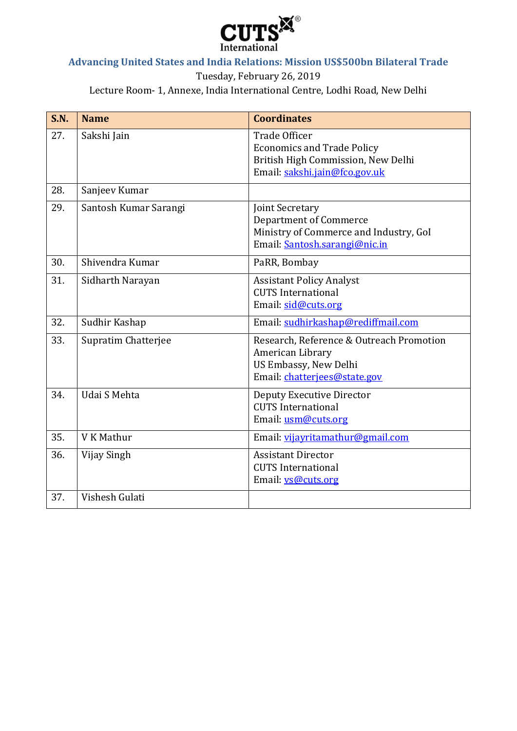CUTS International

**Advancing United States and India Relations: Mission US$500bn Bilateral Trade**

Tuesday, February 26, 2019

Lecture Room- 1, Annexe, India International Centre, Lodhi Road, New Delhi

| S.N. | Name | Coordinates |
|---|---|---|
| 27. | Sakshi Jain | Trade Officer<br>Economics and Trade Policy<br>British High Commission, New Delhi<br>Email: sakshi.jain@fco.gov.uk |
| 28. | Sanjeev Kumar | |
| 29. | Santosh Kumar Sarangi | Joint Secretary<br>Department of Commerce<br>Ministry of Commerce and Industry, GoI<br>Email: Santosh.sarangi@nic.in |
| 30. | Shivendra Kumar | PaRR, Bombay |
| 31. | Sidharth Narayan | Assistant Policy Analyst<br>CUTS International<br>Email: sid@cuts.org |
| 32. | Sudhir Kashap | Email: sudhirkashap@rediffmail.com |
| 33. | Supratim Chatterjee | Research, Reference & Outreach Promotion<br>American Library<br>US Embassy, New Delhi<br>Email: chatterjees@state.gov |
| 34. | Udai S Mehta | Deputy Executive Director<br>CUTS International<br>Email: usm@cuts.org |
| 35. | V K Mathur | Email: vijayritamathur@gmail.com |
| 36. | Vijay Singh | Assistant Director<br>CUTS International<br>Email: vs@cuts.org |
| 37. | Vishesh Gulati | |